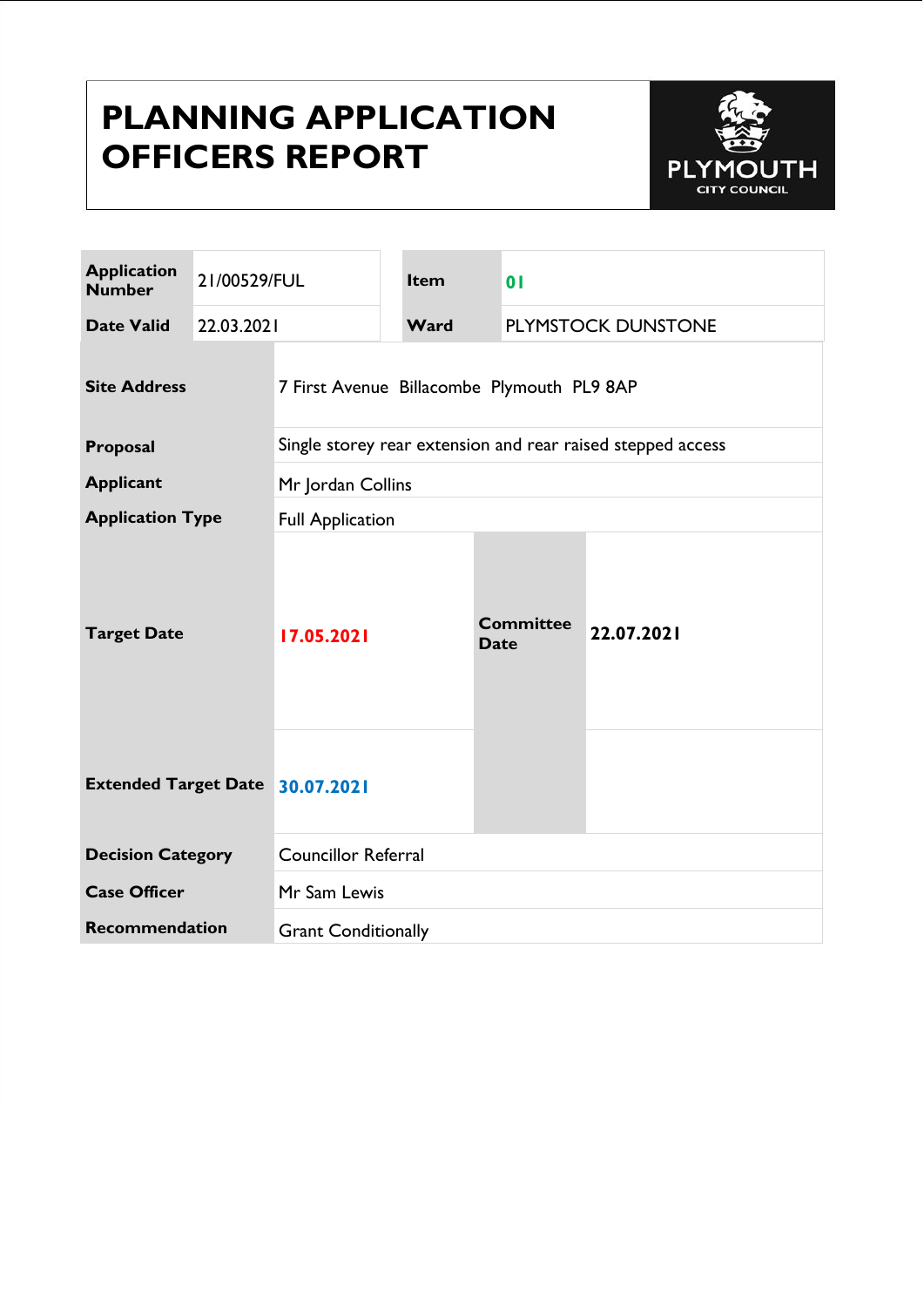# PLANNING APPLICATION OFFICERS REPORT

PLYMOUTH CITY COUNCIL

| Application Number | 21/00529/FUL | Item | 01 |
|---|---|---|---|
| Date Valid | 22.03.2021 | Ward | PLYMSTOCK DUNSTONE |

| | | | |
|---|---|---|---|
| **Site Address** | 7 First Avenue Billacombe Plymouth PL9 8AP | | |
| **Proposal** | Single storey rear extension and rear raised stepped access | | |
| **Applicant** | Mr Jordan Collins | | |
| **Application Type** | Full Application | | |
| **Target Date** | **17.05.2021** | **Committee Date** | **22.07.2021** |
| **Extended Target Date** | **30.07.2021** | | |
| **Decision Category** | Councillor Referral | | |
| **Case Officer** | Mr Sam Lewis | | |
| **Recommendation** | Grant Conditionally | | |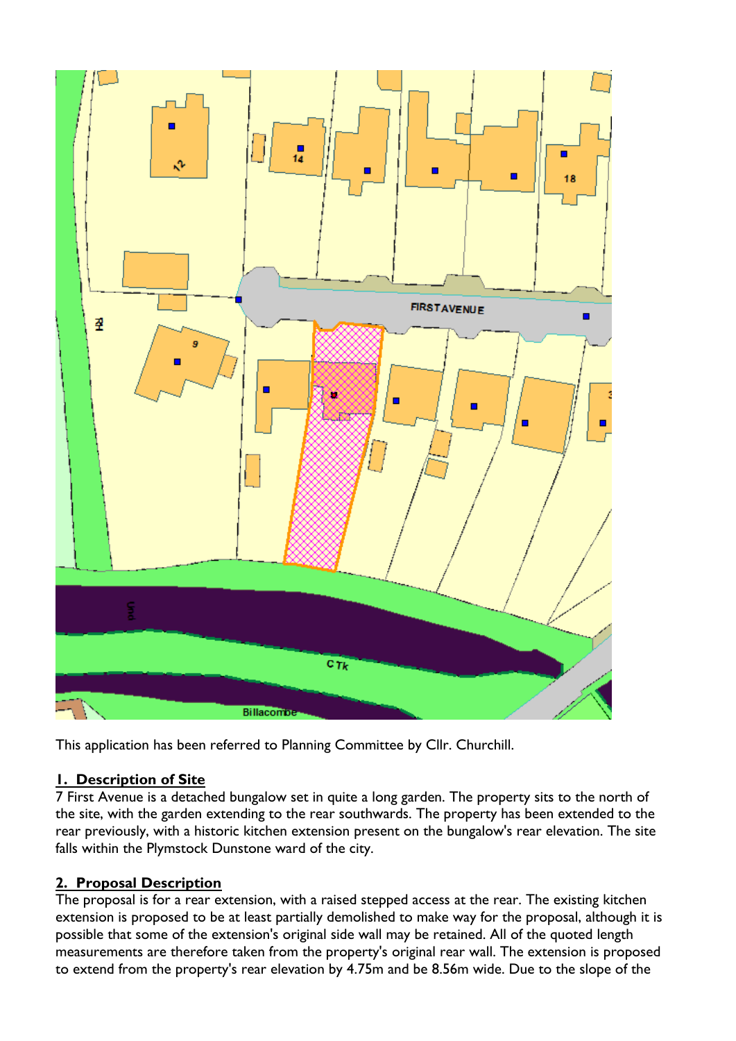This application has been referred to Planning Committee by Cllr. Churchill.

## 1. Description of Site

7 First Avenue is a detached bungalow set in quite a long garden. The property sits to the north of the site, with the garden extending to the rear southwards. The property has been extended to the rear previously, with a historic kitchen extension present on the bungalow's rear elevation. The site falls within the Plymstock Dunstone ward of the city.

## 2. Proposal Description

The proposal is for a rear extension, with a raised stepped access at the rear. The existing kitchen extension is proposed to be at least partially demolished to make way for the proposal, although it is possible that some of the extension's original side wall may be retained. All of the quoted length measurements are therefore taken from the property's original rear wall. The extension is proposed to extend from the property's rear elevation by 4.75m and be 8.56m wide. Due to the slope of the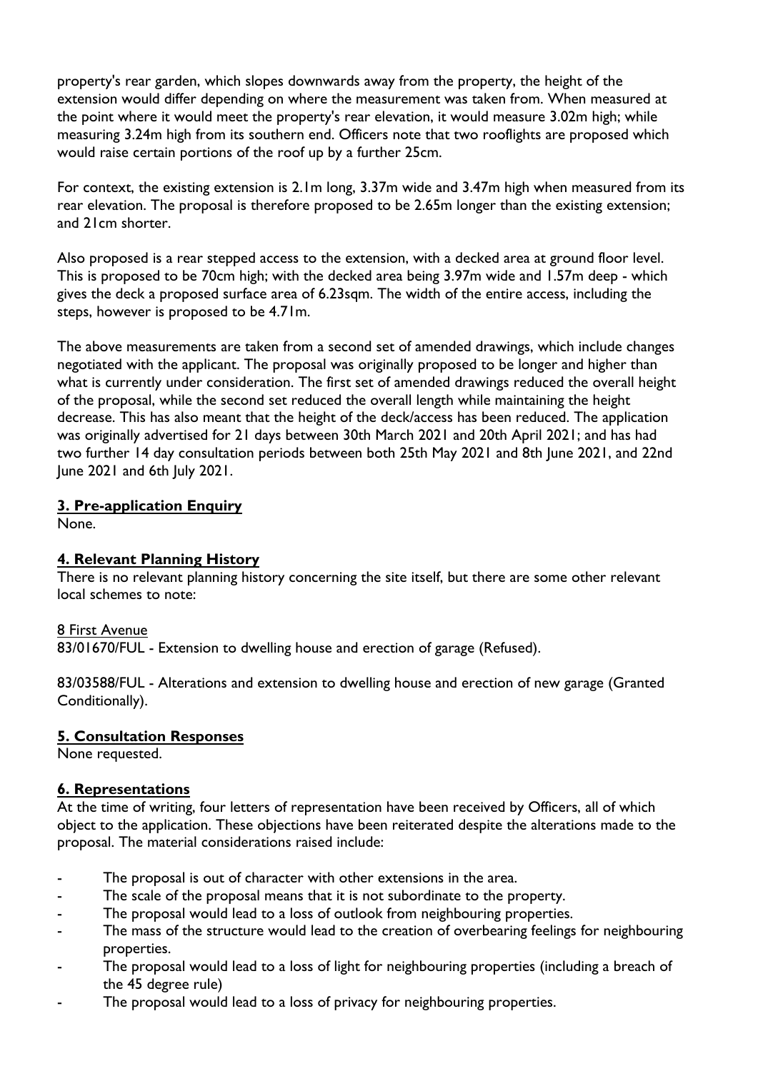property's rear garden, which slopes downwards away from the property, the height of the extension would differ depending on where the measurement was taken from. When measured at the point where it would meet the property's rear elevation, it would measure 3.02m high; while measuring 3.24m high from its southern end. Officers note that two rooflights are proposed which would raise certain portions of the roof up by a further 25cm.

For context, the existing extension is 2.1m long, 3.37m wide and 3.47m high when measured from its rear elevation. The proposal is therefore proposed to be 2.65m longer than the existing extension; and 21cm shorter.

Also proposed is a rear stepped access to the extension, with a decked area at ground floor level. This is proposed to be 70cm high; with the decked area being 3.97m wide and 1.57m deep - which gives the deck a proposed surface area of 6.23sqm. The width of the entire access, including the steps, however is proposed to be 4.71m.

The above measurements are taken from a second set of amended drawings, which include changes negotiated with the applicant. The proposal was originally proposed to be longer and higher than what is currently under consideration. The first set of amended drawings reduced the overall height of the proposal, while the second set reduced the overall length while maintaining the height decrease. This has also meant that the height of the deck/access has been reduced. The application was originally advertised for 21 days between 30th March 2021 and 20th April 2021; and has had two further 14 day consultation periods between both 25th May 2021 and 8th June 2021, and 22nd June 2021 and 6th July 2021.

## 3. Pre-application Enquiry

None.

## 4. Relevant Planning History

There is no relevant planning history concerning the site itself, but there are some other relevant local schemes to note:

8 First Avenue

83/01670/FUL - Extension to dwelling house and erection of garage (Refused).

83/03588/FUL - Alterations and extension to dwelling house and erection of new garage (Granted Conditionally).

## 5. Consultation Responses

None requested.

## 6. Representations

At the time of writing, four letters of representation have been received by Officers, all of which object to the application. These objections have been reiterated despite the alterations made to the proposal. The material considerations raised include:

- The proposal is out of character with other extensions in the area.
- The scale of the proposal means that it is not subordinate to the property.
- The proposal would lead to a loss of outlook from neighbouring properties.
- The mass of the structure would lead to the creation of overbearing feelings for neighbouring properties.
- The proposal would lead to a loss of light for neighbouring properties (including a breach of the 45 degree rule)
- The proposal would lead to a loss of privacy for neighbouring properties.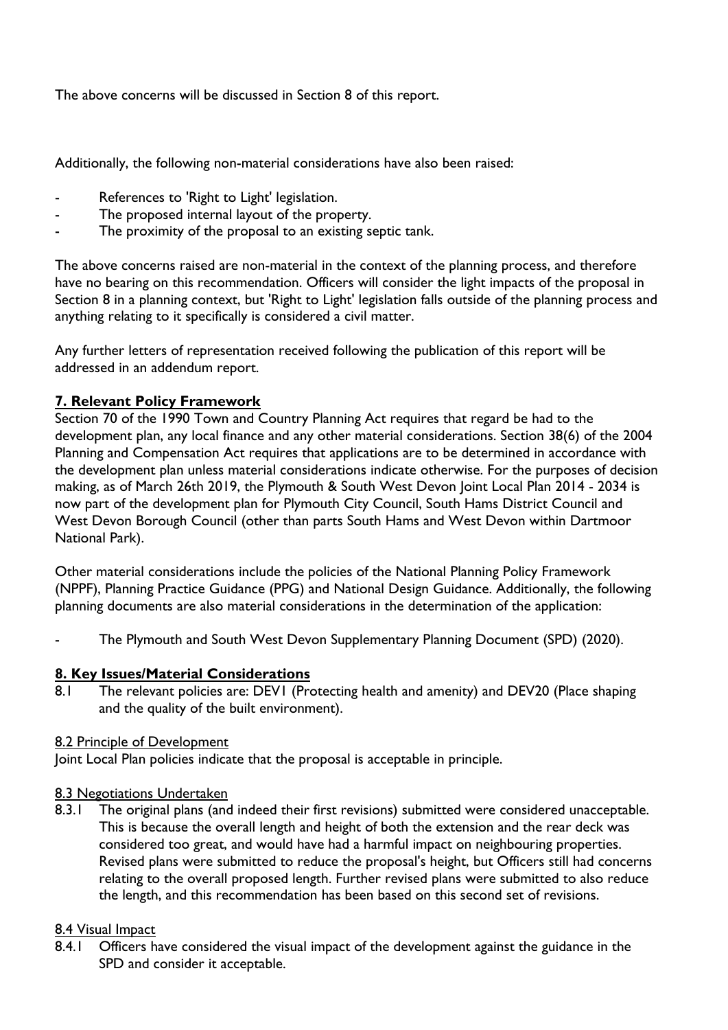The above concerns will be discussed in Section 8 of this report.

Additionally, the following non-material considerations have also been raised:

- References to 'Right to Light' legislation.
- The proposed internal layout of the property.
- The proximity of the proposal to an existing septic tank.

The above concerns raised are non-material in the context of the planning process, and therefore have no bearing on this recommendation. Officers will consider the light impacts of the proposal in Section 8 in a planning context, but 'Right to Light' legislation falls outside of the planning process and anything relating to it specifically is considered a civil matter.

Any further letters of representation received following the publication of this report will be addressed in an addendum report.

## 7. Relevant Policy Framework

Section 70 of the 1990 Town and Country Planning Act requires that regard be had to the development plan, any local finance and any other material considerations. Section 38(6) of the 2004 Planning and Compensation Act requires that applications are to be determined in accordance with the development plan unless material considerations indicate otherwise. For the purposes of decision making, as of March 26th 2019, the Plymouth & South West Devon Joint Local Plan 2014 - 2034 is now part of the development plan for Plymouth City Council, South Hams District Council and West Devon Borough Council (other than parts South Hams and West Devon within Dartmoor National Park).

Other material considerations include the policies of the National Planning Policy Framework (NPPF), Planning Practice Guidance (PPG) and National Design Guidance. Additionally, the following planning documents are also material considerations in the determination of the application:

- The Plymouth and South West Devon Supplementary Planning Document (SPD) (2020).

## 8. Key Issues/Material Considerations

8.1 The relevant policies are: DEV1 (Protecting health and amenity) and DEV20 (Place shaping and the quality of the built environment).

### 8.2 Principle of Development

Joint Local Plan policies indicate that the proposal is acceptable in principle.

### 8.3 Negotiations Undertaken

8.3.1 The original plans (and indeed their first revisions) submitted were considered unacceptable. This is because the overall length and height of both the extension and the rear deck was considered too great, and would have had a harmful impact on neighbouring properties. Revised plans were submitted to reduce the proposal's height, but Officers still had concerns relating to the overall proposed length. Further revised plans were submitted to also reduce the length, and this recommendation has been based on this second set of revisions.

### 8.4 Visual Impact

8.4.1 Officers have considered the visual impact of the development against the guidance in the SPD and consider it acceptable.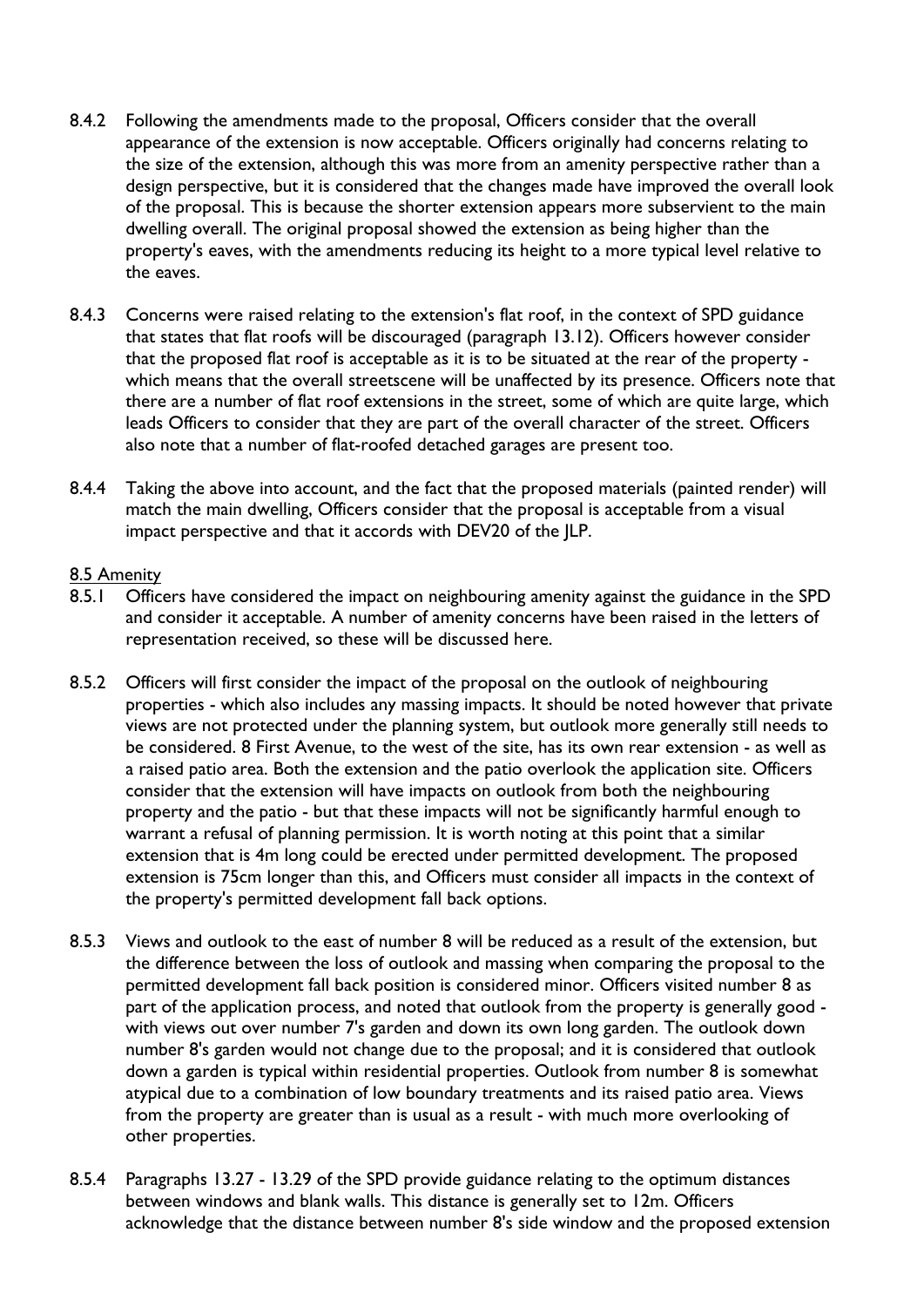8.4.2 Following the amendments made to the proposal, Officers consider that the overall appearance of the extension is now acceptable. Officers originally had concerns relating to the size of the extension, although this was more from an amenity perspective rather than a design perspective, but it is considered that the changes made have improved the overall look of the proposal. This is because the shorter extension appears more subservient to the main dwelling overall. The original proposal showed the extension as being higher than the property's eaves, with the amendments reducing its height to a more typical level relative to the eaves.

8.4.3 Concerns were raised relating to the extension's flat roof, in the context of SPD guidance that states that flat roofs will be discouraged (paragraph 13.12). Officers however consider that the proposed flat roof is acceptable as it is to be situated at the rear of the property - which means that the overall streetscene will be unaffected by its presence. Officers note that there are a number of flat roof extensions in the street, some of which are quite large, which leads Officers to consider that they are part of the overall character of the street. Officers also note that a number of flat-roofed detached garages are present too.

8.4.4 Taking the above into account, and the fact that the proposed materials (painted render) will match the main dwelling, Officers consider that the proposal is acceptable from a visual impact perspective and that it accords with DEV20 of the JLP.

## 8.5 Amenity

8.5.1 Officers have considered the impact on neighbouring amenity against the guidance in the SPD and consider it acceptable. A number of amenity concerns have been raised in the letters of representation received, so these will be discussed here.

8.5.2 Officers will first consider the impact of the proposal on the outlook of neighbouring properties - which also includes any massing impacts. It should be noted however that private views are not protected under the planning system, but outlook more generally still needs to be considered. 8 First Avenue, to the west of the site, has its own rear extension - as well as a raised patio area. Both the extension and the patio overlook the application site. Officers consider that the extension will have impacts on outlook from both the neighbouring property and the patio - but that these impacts will not be significantly harmful enough to warrant a refusal of planning permission. It is worth noting at this point that a similar extension that is 4m long could be erected under permitted development. The proposed extension is 75cm longer than this, and Officers must consider all impacts in the context of the property's permitted development fall back options.

8.5.3 Views and outlook to the east of number 8 will be reduced as a result of the extension, but the difference between the loss of outlook and massing when comparing the proposal to the permitted development fall back position is considered minor. Officers visited number 8 as part of the application process, and noted that outlook from the property is generally good - with views out over number 7's garden and down its own long garden. The outlook down number 8's garden would not change due to the proposal; and it is considered that outlook down a garden is typical within residential properties. Outlook from number 8 is somewhat atypical due to a combination of low boundary treatments and its raised patio area. Views from the property are greater than is usual as a result - with much more overlooking of other properties.

8.5.4 Paragraphs 13.27 - 13.29 of the SPD provide guidance relating to the optimum distances between windows and blank walls. This distance is generally set to 12m. Officers acknowledge that the distance between number 8's side window and the proposed extension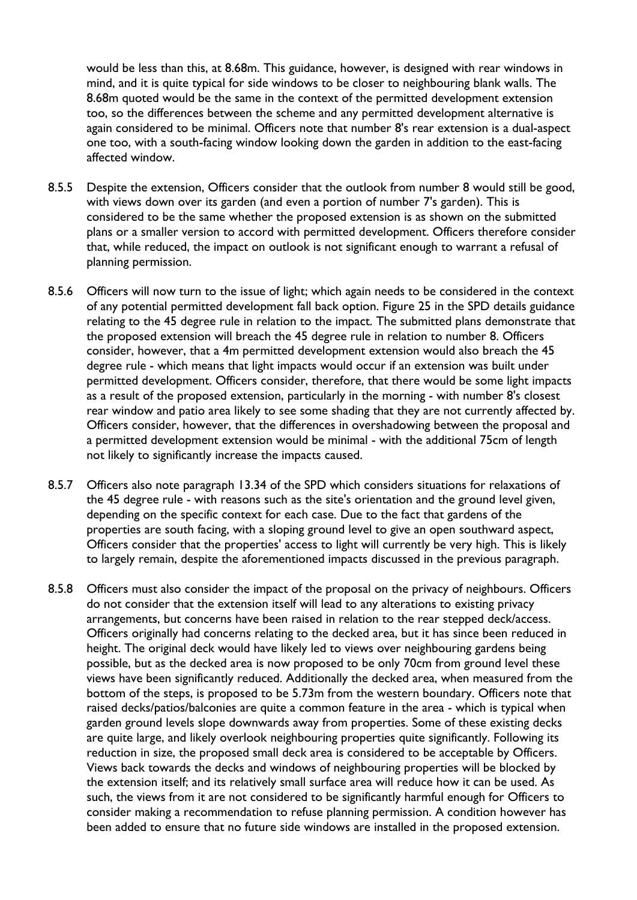would be less than this, at 8.68m. This guidance, however, is designed with rear windows in mind, and it is quite typical for side windows to be closer to neighbouring blank walls. The 8.68m quoted would be the same in the context of the permitted development extension too, so the differences between the scheme and any permitted development alternative is again considered to be minimal. Officers note that number 8's rear extension is a dual-aspect one too, with a south-facing window looking down the garden in addition to the east-facing affected window.

8.5.5 Despite the extension, Officers consider that the outlook from number 8 would still be good, with views down over its garden (and even a portion of number 7's garden). This is considered to be the same whether the proposed extension is as shown on the submitted plans or a smaller version to accord with permitted development. Officers therefore consider that, while reduced, the impact on outlook is not significant enough to warrant a refusal of planning permission.

8.5.6 Officers will now turn to the issue of light; which again needs to be considered in the context of any potential permitted development fall back option. Figure 25 in the SPD details guidance relating to the 45 degree rule in relation to the impact. The submitted plans demonstrate that the proposed extension will breach the 45 degree rule in relation to number 8. Officers consider, however, that a 4m permitted development extension would also breach the 45 degree rule - which means that light impacts would occur if an extension was built under permitted development. Officers consider, therefore, that there would be some light impacts as a result of the proposed extension, particularly in the morning - with number 8's closest rear window and patio area likely to see some shading that they are not currently affected by. Officers consider, however, that the differences in overshadowing between the proposal and a permitted development extension would be minimal - with the additional 75cm of length not likely to significantly increase the impacts caused.

8.5.7 Officers also note paragraph 13.34 of the SPD which considers situations for relaxations of the 45 degree rule - with reasons such as the site's orientation and the ground level given, depending on the specific context for each case. Due to the fact that gardens of the properties are south facing, with a sloping ground level to give an open southward aspect, Officers consider that the properties' access to light will currently be very high. This is likely to largely remain, despite the aforementioned impacts discussed in the previous paragraph.

8.5.8 Officers must also consider the impact of the proposal on the privacy of neighbours. Officers do not consider that the extension itself will lead to any alterations to existing privacy arrangements, but concerns have been raised in relation to the rear stepped deck/access. Officers originally had concerns relating to the decked area, but it has since been reduced in height. The original deck would have likely led to views over neighbouring gardens being possible, but as the decked area is now proposed to be only 70cm from ground level these views have been significantly reduced. Additionally the decked area, when measured from the bottom of the steps, is proposed to be 5.73m from the western boundary. Officers note that raised decks/patios/balconies are quite a common feature in the area - which is typical when garden ground levels slope downwards away from properties. Some of these existing decks are quite large, and likely overlook neighbouring properties quite significantly. Following its reduction in size, the proposed small deck area is considered to be acceptable by Officers. Views back towards the decks and windows of neighbouring properties will be blocked by the extension itself; and its relatively small surface area will reduce how it can be used. As such, the views from it are not considered to be significantly harmful enough for Officers to consider making a recommendation to refuse planning permission. A condition however has been added to ensure that no future side windows are installed in the proposed extension.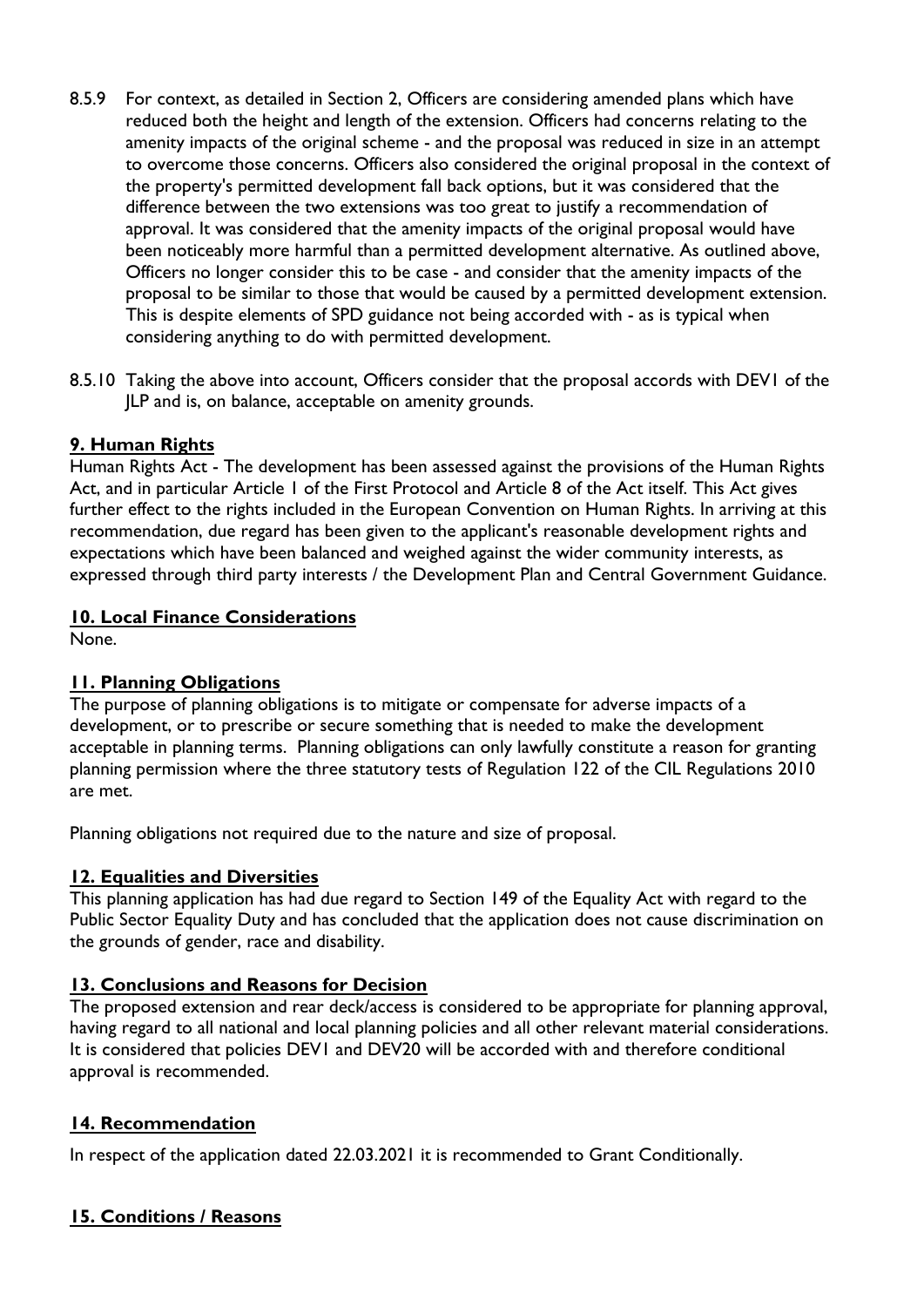8.5.9 For context, as detailed in Section 2, Officers are considering amended plans which have reduced both the height and length of the extension. Officers had concerns relating to the amenity impacts of the original scheme - and the proposal was reduced in size in an attempt to overcome those concerns. Officers also considered the original proposal in the context of the property's permitted development fall back options, but it was considered that the difference between the two extensions was too great to justify a recommendation of approval. It was considered that the amenity impacts of the original proposal would have been noticeably more harmful than a permitted development alternative. As outlined above, Officers no longer consider this to be case - and consider that the amenity impacts of the proposal to be similar to those that would be caused by a permitted development extension. This is despite elements of SPD guidance not being accorded with - as is typical when considering anything to do with permitted development.

8.5.10 Taking the above into account, Officers consider that the proposal accords with DEV1 of the JLP and is, on balance, acceptable on amenity grounds.

## 9. Human Rights

Human Rights Act - The development has been assessed against the provisions of the Human Rights Act, and in particular Article 1 of the First Protocol and Article 8 of the Act itself. This Act gives further effect to the rights included in the European Convention on Human Rights. In arriving at this recommendation, due regard has been given to the applicant's reasonable development rights and expectations which have been balanced and weighed against the wider community interests, as expressed through third party interests / the Development Plan and Central Government Guidance.

## 10. Local Finance Considerations

None.

## 11. Planning Obligations

The purpose of planning obligations is to mitigate or compensate for adverse impacts of a development, or to prescribe or secure something that is needed to make the development acceptable in planning terms. Planning obligations can only lawfully constitute a reason for granting planning permission where the three statutory tests of Regulation 122 of the CIL Regulations 2010 are met.

Planning obligations not required due to the nature and size of proposal.

## 12. Equalities and Diversities

This planning application has had due regard to Section 149 of the Equality Act with regard to the Public Sector Equality Duty and has concluded that the application does not cause discrimination on the grounds of gender, race and disability.

## 13. Conclusions and Reasons for Decision

The proposed extension and rear deck/access is considered to be appropriate for planning approval, having regard to all national and local planning policies and all other relevant material considerations. It is considered that policies DEV1 and DEV20 will be accorded with and therefore conditional approval is recommended.

## 14. Recommendation

In respect of the application dated 22.03.2021 it is recommended to Grant Conditionally.

## 15. Conditions / Reasons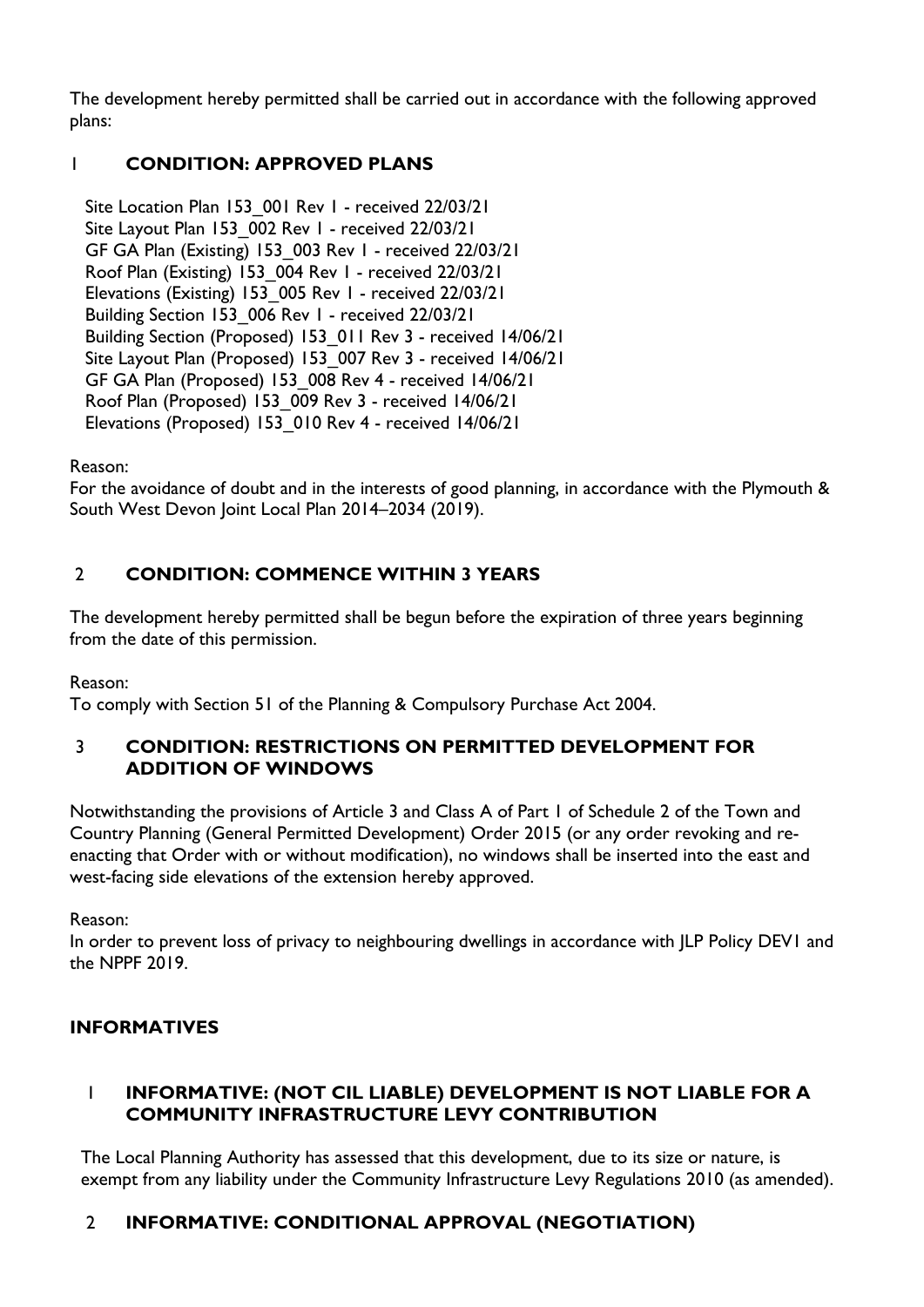The development hereby permitted shall be carried out in accordance with the following approved plans:

### 1 CONDITION: APPROVED PLANS

Site Location Plan 153_001 Rev 1 - received 22/03/21
Site Layout Plan 153_002 Rev 1 - received 22/03/21
GF GA Plan (Existing) 153_003 Rev 1 - received 22/03/21
Roof Plan (Existing) 153_004 Rev 1 - received 22/03/21
Elevations (Existing) 153_005 Rev 1 - received 22/03/21
Building Section 153_006 Rev 1 - received 22/03/21
Building Section (Proposed) 153_011 Rev 3 - received 14/06/21
Site Layout Plan (Proposed) 153_007 Rev 3 - received 14/06/21
GF GA Plan (Proposed) 153_008 Rev 4 - received 14/06/21
Roof Plan (Proposed) 153_009 Rev 3 - received 14/06/21
Elevations (Proposed) 153_010 Rev 4 - received 14/06/21

Reason:
For the avoidance of doubt and in the interests of good planning, in accordance with the Plymouth & South West Devon Joint Local Plan 2014–2034 (2019).

### 2 CONDITION: COMMENCE WITHIN 3 YEARS

The development hereby permitted shall be begun before the expiration of three years beginning from the date of this permission.

Reason:
To comply with Section 51 of the Planning & Compulsory Purchase Act 2004.

### 3 CONDITION: RESTRICTIONS ON PERMITTED DEVELOPMENT FOR ADDITION OF WINDOWS

Notwithstanding the provisions of Article 3 and Class A of Part 1 of Schedule 2 of the Town and Country Planning (General Permitted Development) Order 2015 (or any order revoking and re-enacting that Order with or without modification), no windows shall be inserted into the east and west-facing side elevations of the extension hereby approved.

Reason:
In order to prevent loss of privacy to neighbouring dwellings in accordance with JLP Policy DEV1 and the NPPF 2019.

## INFORMATIVES

### 1 INFORMATIVE: (NOT CIL LIABLE) DEVELOPMENT IS NOT LIABLE FOR A COMMUNITY INFRASTRUCTURE LEVY CONTRIBUTION

The Local Planning Authority has assessed that this development, due to its size or nature, is exempt from any liability under the Community Infrastructure Levy Regulations 2010 (as amended).

### 2 INFORMATIVE: CONDITIONAL APPROVAL (NEGOTIATION)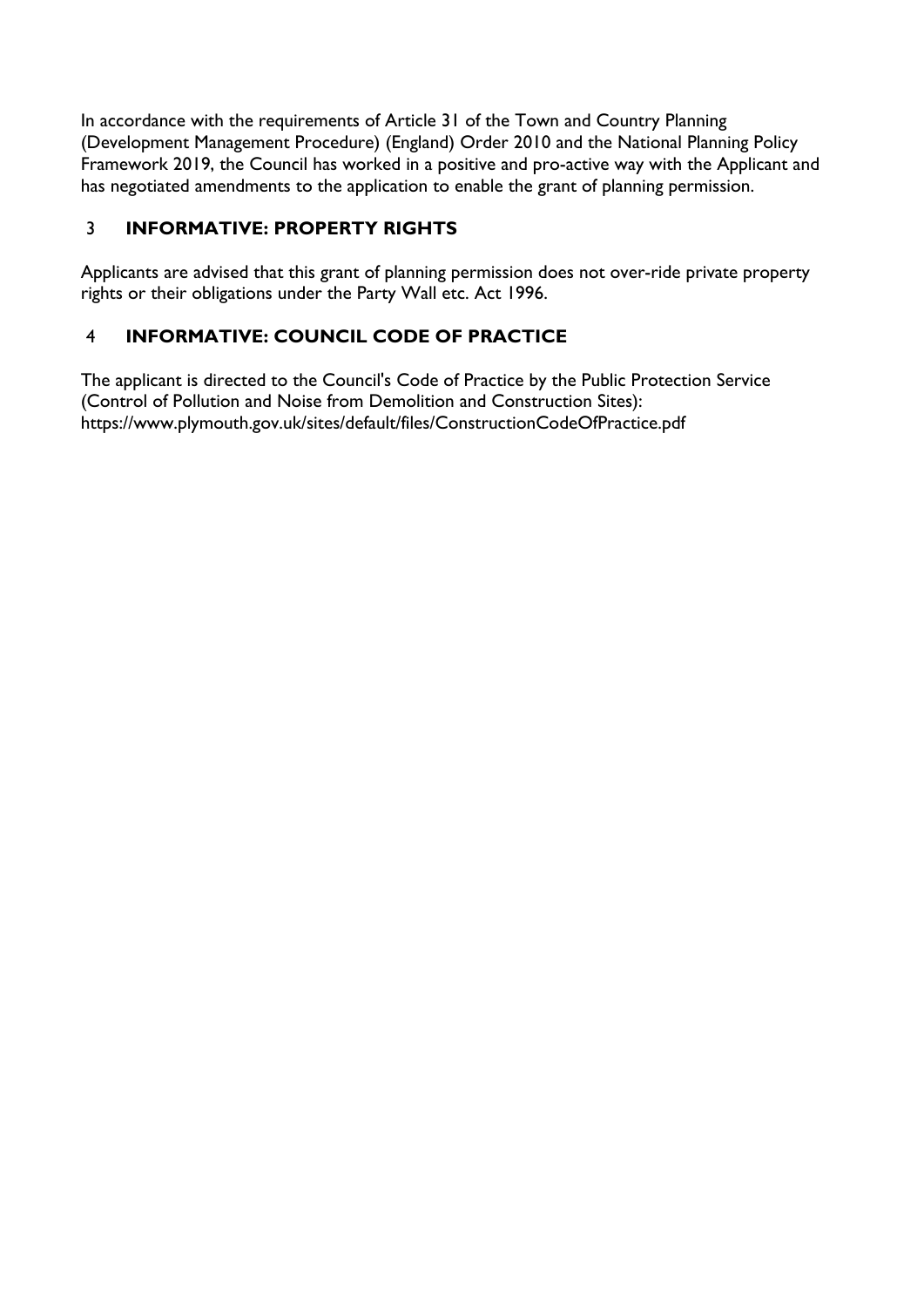In accordance with the requirements of Article 31 of the Town and Country Planning (Development Management Procedure) (England) Order 2010 and the National Planning Policy Framework 2019, the Council has worked in a positive and pro-active way with the Applicant and has negotiated amendments to the application to enable the grant of planning permission.

## 3 INFORMATIVE: PROPERTY RIGHTS

Applicants are advised that this grant of planning permission does not over-ride private property rights or their obligations under the Party Wall etc. Act 1996.

## 4 INFORMATIVE: COUNCIL CODE OF PRACTICE

The applicant is directed to the Council's Code of Practice by the Public Protection Service (Control of Pollution and Noise from Demolition and Construction Sites): https://www.plymouth.gov.uk/sites/default/files/ConstructionCodeOfPractice.pdf